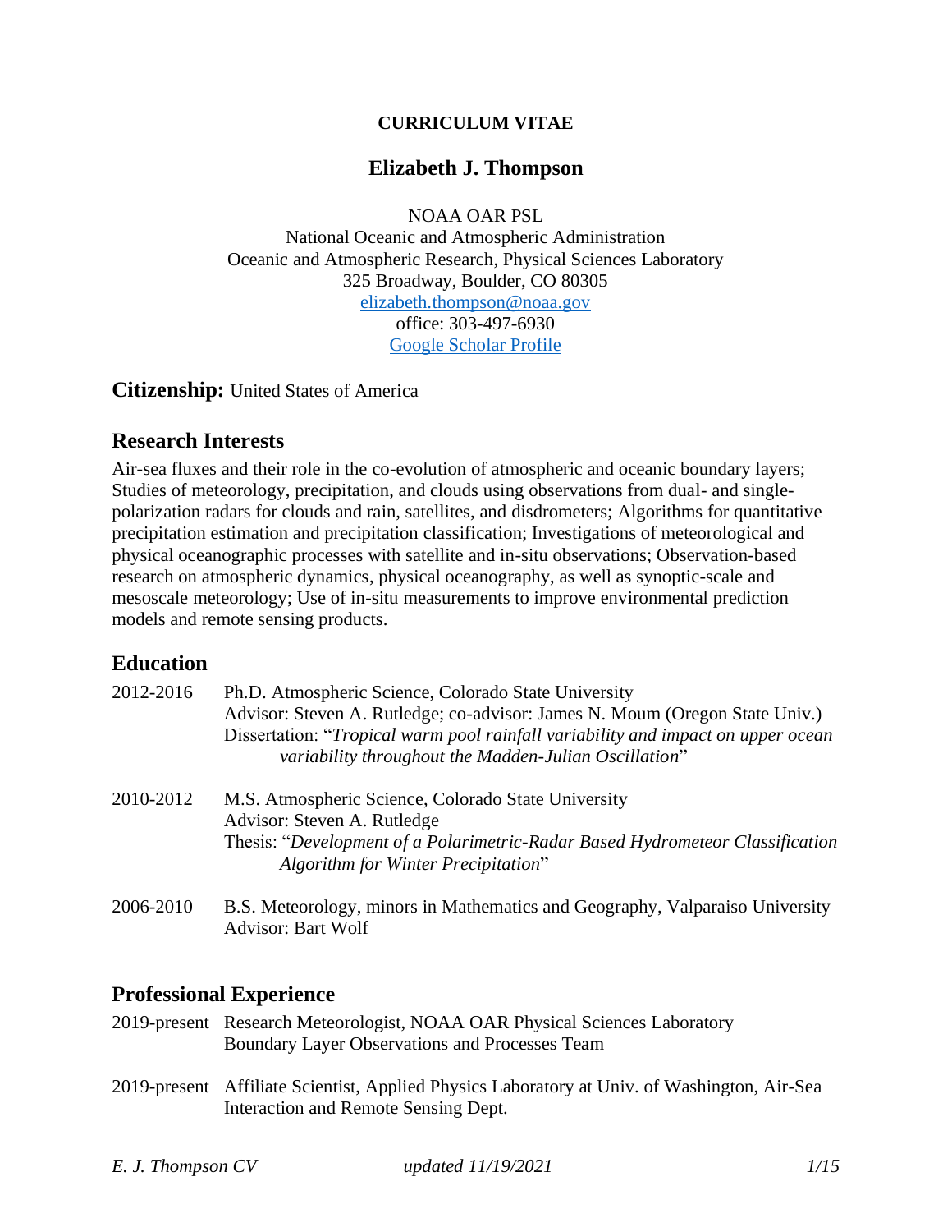**CURRICULUM VITAE**

# Elizabeth J. Thompson

NOAA OAR PSL
National Oceanic and Atmospheric Administration
Oceanic and Atmospheric Research, Physical Sciences Laboratory
325 Broadway, Boulder, CO 80305
[elizabeth.thompson@noaa.gov](mailto:elizabeth.thompson@noaa.gov)
office: 303-497-6930
[Google Scholar Profile]()

**Citizenship:** United States of America

## Research Interests

Air-sea fluxes and their role in the co-evolution of atmospheric and oceanic boundary layers; Studies of meteorology, precipitation, and clouds using observations from dual- and single-polarization radars for clouds and rain, satellites, and disdrometers; Algorithms for quantitative precipitation estimation and precipitation classification; Investigations of meteorological and physical oceanographic processes with satellite and in-situ observations; Observation-based research on atmospheric dynamics, physical oceanography, as well as synoptic-scale and mesoscale meteorology; Use of in-situ measurements to improve environmental prediction models and remote sensing products.

## Education

2012-2016 Ph.D. Atmospheric Science, Colorado State University
Advisor: Steven A. Rutledge; co-advisor: James N. Moum (Oregon State Univ.)
Dissertation: "*Tropical warm pool rainfall variability and impact on upper ocean variability throughout the Madden-Julian Oscillation*"

2010-2012 M.S. Atmospheric Science, Colorado State University
Advisor: Steven A. Rutledge
Thesis: "*Development of a Polarimetric-Radar Based Hydrometeor Classification Algorithm for Winter Precipitation*"

2006-2010 B.S. Meteorology, minors in Mathematics and Geography, Valparaiso University
Advisor: Bart Wolf

## Professional Experience

2019-present Research Meteorologist, NOAA OAR Physical Sciences Laboratory
Boundary Layer Observations and Processes Team

2019-present Affiliate Scientist, Applied Physics Laboratory at Univ. of Washington, Air-Sea Interaction and Remote Sensing Dept.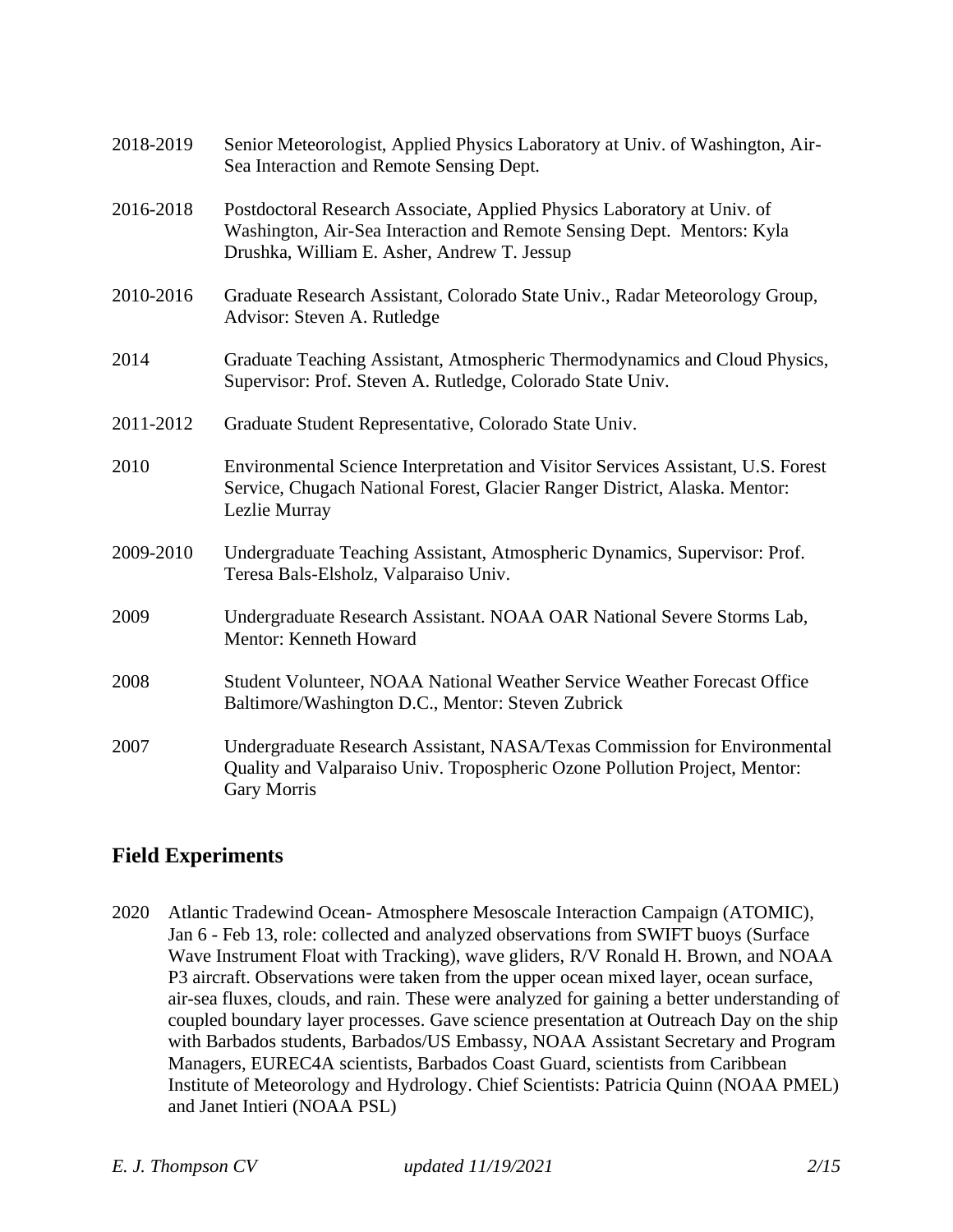2018-2019 Senior Meteorologist, Applied Physics Laboratory at Univ. of Washington, Air-Sea Interaction and Remote Sensing Dept.

2016-2018 Postdoctoral Research Associate, Applied Physics Laboratory at Univ. of Washington, Air-Sea Interaction and Remote Sensing Dept. Mentors: Kyla Drushka, William E. Asher, Andrew T. Jessup

2010-2016 Graduate Research Assistant, Colorado State Univ., Radar Meteorology Group, Advisor: Steven A. Rutledge

2014 Graduate Teaching Assistant, Atmospheric Thermodynamics and Cloud Physics, Supervisor: Prof. Steven A. Rutledge, Colorado State Univ.

2011-2012 Graduate Student Representative, Colorado State Univ.

2010 Environmental Science Interpretation and Visitor Services Assistant, U.S. Forest Service, Chugach National Forest, Glacier Ranger District, Alaska. Mentor: Lezlie Murray

2009-2010 Undergraduate Teaching Assistant, Atmospheric Dynamics, Supervisor: Prof. Teresa Bals-Elsholz, Valparaiso Univ.

2009 Undergraduate Research Assistant. NOAA OAR National Severe Storms Lab, Mentor: Kenneth Howard

2008 Student Volunteer, NOAA National Weather Service Weather Forecast Office Baltimore/Washington D.C., Mentor: Steven Zubrick

2007 Undergraduate Research Assistant, NASA/Texas Commission for Environmental Quality and Valparaiso Univ. Tropospheric Ozone Pollution Project, Mentor: Gary Morris

## Field Experiments

2020 Atlantic Tradewind Ocean- Atmosphere Mesoscale Interaction Campaign (ATOMIC), Jan 6 - Feb 13, role: collected and analyzed observations from SWIFT buoys (Surface Wave Instrument Float with Tracking), wave gliders, R/V Ronald H. Brown, and NOAA P3 aircraft. Observations were taken from the upper ocean mixed layer, ocean surface, air-sea fluxes, clouds, and rain. These were analyzed for gaining a better understanding of coupled boundary layer processes. Gave science presentation at Outreach Day on the ship with Barbados students, Barbados/US Embassy, NOAA Assistant Secretary and Program Managers, EUREC4A scientists, Barbados Coast Guard, scientists from Caribbean Institute of Meteorology and Hydrology. Chief Scientists: Patricia Quinn (NOAA PMEL) and Janet Intieri (NOAA PSL)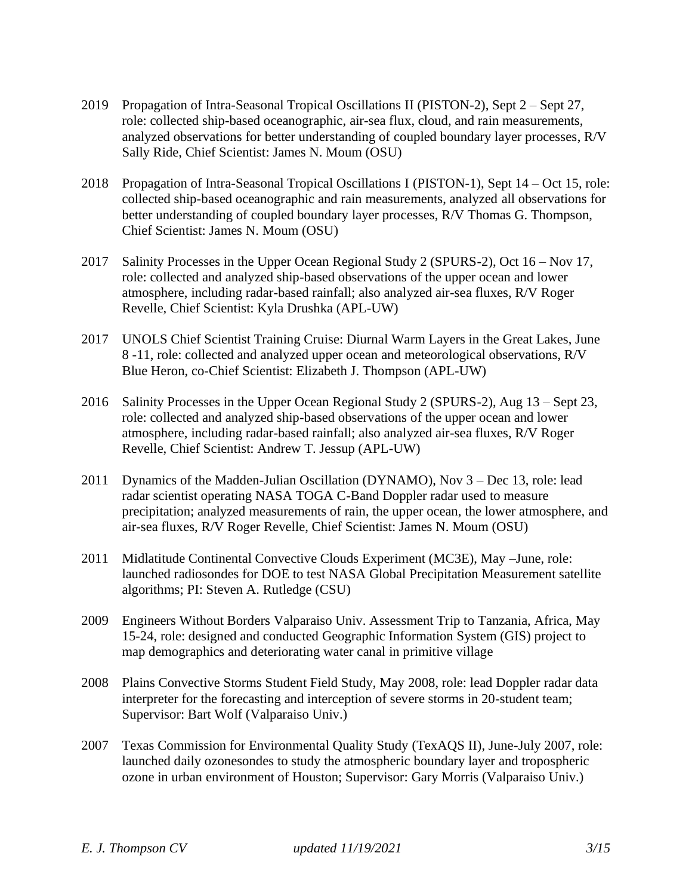2019 Propagation of Intra-Seasonal Tropical Oscillations II (PISTON-2), Sept 2 – Sept 27, role: collected ship-based oceanographic, air-sea flux, cloud, and rain measurements, analyzed observations for better understanding of coupled boundary layer processes, R/V Sally Ride, Chief Scientist: James N. Moum (OSU)

2018 Propagation of Intra-Seasonal Tropical Oscillations I (PISTON-1), Sept 14 – Oct 15, role: collected ship-based oceanographic and rain measurements, analyzed all observations for better understanding of coupled boundary layer processes, R/V Thomas G. Thompson, Chief Scientist: James N. Moum (OSU)

2017 Salinity Processes in the Upper Ocean Regional Study 2 (SPURS-2), Oct 16 – Nov 17, role: collected and analyzed ship-based observations of the upper ocean and lower atmosphere, including radar-based rainfall; also analyzed air-sea fluxes, R/V Roger Revelle, Chief Scientist: Kyla Drushka (APL-UW)

2017 UNOLS Chief Scientist Training Cruise: Diurnal Warm Layers in the Great Lakes, June 8 -11, role: collected and analyzed upper ocean and meteorological observations, R/V Blue Heron, co-Chief Scientist: Elizabeth J. Thompson (APL-UW)

2016 Salinity Processes in the Upper Ocean Regional Study 2 (SPURS-2), Aug 13 – Sept 23, role: collected and analyzed ship-based observations of the upper ocean and lower atmosphere, including radar-based rainfall; also analyzed air-sea fluxes, R/V Roger Revelle, Chief Scientist: Andrew T. Jessup (APL-UW)

2011 Dynamics of the Madden-Julian Oscillation (DYNAMO), Nov 3 – Dec 13, role: lead radar scientist operating NASA TOGA C-Band Doppler radar used to measure precipitation; analyzed measurements of rain, the upper ocean, the lower atmosphere, and air-sea fluxes, R/V Roger Revelle, Chief Scientist: James N. Moum (OSU)

2011 Midlatitude Continental Convective Clouds Experiment (MC3E), May –June, role: launched radiosondes for DOE to test NASA Global Precipitation Measurement satellite algorithms; PI: Steven A. Rutledge (CSU)

2009 Engineers Without Borders Valparaiso Univ. Assessment Trip to Tanzania, Africa, May 15-24, role: designed and conducted Geographic Information System (GIS) project to map demographics and deteriorating water canal in primitive village

2008 Plains Convective Storms Student Field Study, May 2008, role: lead Doppler radar data interpreter for the forecasting and interception of severe storms in 20-student team; Supervisor: Bart Wolf (Valparaiso Univ.)

2007 Texas Commission for Environmental Quality Study (TexAQS II), June-July 2007, role: launched daily ozonesondes to study the atmospheric boundary layer and tropospheric ozone in urban environment of Houston; Supervisor: Gary Morris (Valparaiso Univ.)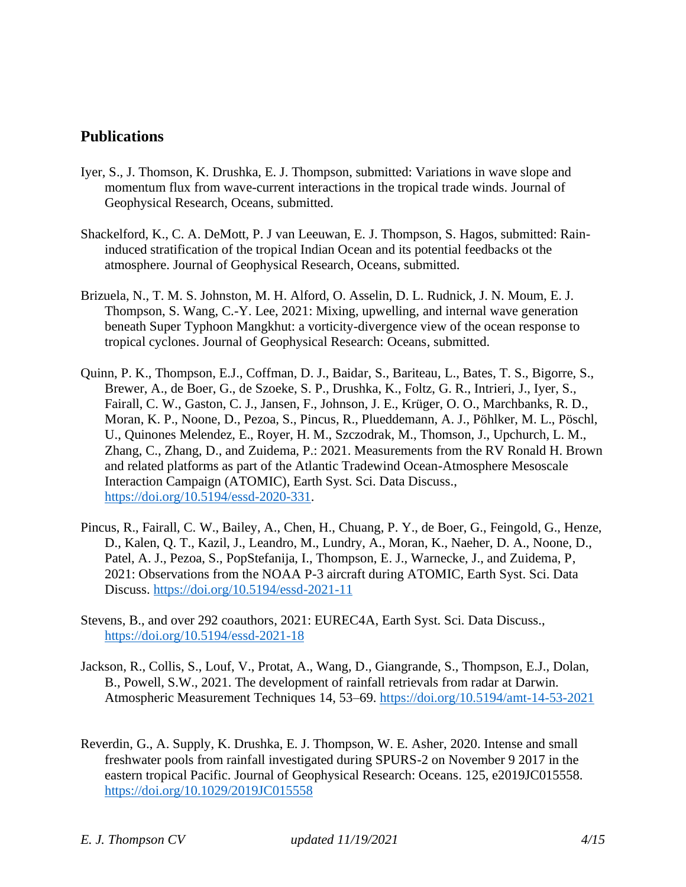## Publications

Iyer, S., J. Thomson, K. Drushka, E. J. Thompson, submitted: Variations in wave slope and momentum flux from wave-current interactions in the tropical trade winds. Journal of Geophysical Research, Oceans, submitted.

Shackelford, K., C. A. DeMott, P. J van Leeuwan, E. J. Thompson, S. Hagos, submitted: Rain-induced stratification of the tropical Indian Ocean and its potential feedbacks ot the atmosphere. Journal of Geophysical Research, Oceans, submitted.

Brizuela, N., T. M. S. Johnston, M. H. Alford, O. Asselin, D. L. Rudnick, J. N. Moum, E. J. Thompson, S. Wang, C.-Y. Lee, 2021: Mixing, upwelling, and internal wave generation beneath Super Typhoon Mangkhut: a vorticity-divergence view of the ocean response to tropical cyclones. Journal of Geophysical Research: Oceans, submitted.

Quinn, P. K., Thompson, E.J., Coffman, D. J., Baidar, S., Bariteau, L., Bates, T. S., Bigorre, S., Brewer, A., de Boer, G., de Szoeke, S. P., Drushka, K., Foltz, G. R., Intrieri, J., Iyer, S., Fairall, C. W., Gaston, C. J., Jansen, F., Johnson, J. E., Krüger, O. O., Marchbanks, R. D., Moran, K. P., Noone, D., Pezoa, S., Pincus, R., Plueddemann, A. J., Pöhlker, M. L., Pöschl, U., Quinones Melendez, E., Royer, H. M., Szczodrak, M., Thomson, J., Upchurch, L. M., Zhang, C., Zhang, D., and Zuidema, P.: 2021. Measurements from the RV Ronald H. Brown and related platforms as part of the Atlantic Tradewind Ocean-Atmosphere Mesoscale Interaction Campaign (ATOMIC), Earth Syst. Sci. Data Discuss., https://doi.org/10.5194/essd-2020-331.

Pincus, R., Fairall, C. W., Bailey, A., Chen, H., Chuang, P. Y., de Boer, G., Feingold, G., Henze, D., Kalen, Q. T., Kazil, J., Leandro, M., Lundry, A., Moran, K., Naeher, D. A., Noone, D., Patel, A. J., Pezoa, S., PopStefanija, I., Thompson, E. J., Warnecke, J., and Zuidema, P, 2021: Observations from the NOAA P-3 aircraft during ATOMIC, Earth Syst. Sci. Data Discuss. https://doi.org/10.5194/essd-2021-11

Stevens, B., and over 292 coauthors, 2021: EUREC4A, Earth Syst. Sci. Data Discuss., https://doi.org/10.5194/essd-2021-18

Jackson, R., Collis, S., Louf, V., Protat, A., Wang, D., Giangrande, S., Thompson, E.J., Dolan, B., Powell, S.W., 2021. The development of rainfall retrievals from radar at Darwin. Atmospheric Measurement Techniques 14, 53–69. https://doi.org/10.5194/amt-14-53-2021

Reverdin, G., A. Supply, K. Drushka, E. J. Thompson, W. E. Asher, 2020. Intense and small freshwater pools from rainfall investigated during SPURS-2 on November 9 2017 in the eastern tropical Pacific. Journal of Geophysical Research: Oceans. 125, e2019JC015558. https://doi.org/10.1029/2019JC015558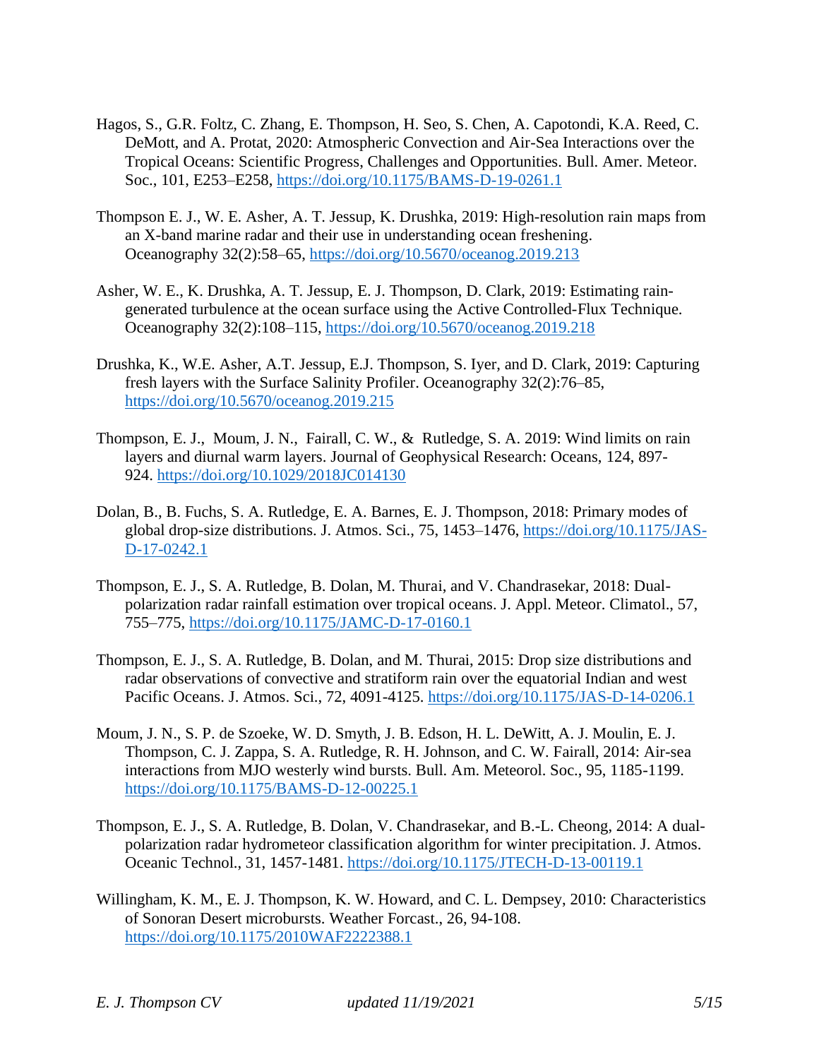Hagos, S., G.R. Foltz, C. Zhang, E. Thompson, H. Seo, S. Chen, A. Capotondi, K.A. Reed, C. DeMott, and A. Protat, 2020: Atmospheric Convection and Air-Sea Interactions over the Tropical Oceans: Scientific Progress, Challenges and Opportunities. Bull. Amer. Meteor. Soc., 101, E253–E258, https://doi.org/10.1175/BAMS-D-19-0261.1

Thompson E. J., W. E. Asher, A. T. Jessup, K. Drushka, 2019: High-resolution rain maps from an X-band marine radar and their use in understanding ocean freshening. Oceanography 32(2):58–65, https://doi.org/10.5670/oceanog.2019.213

Asher, W. E., K. Drushka, A. T. Jessup, E. J. Thompson, D. Clark, 2019: Estimating rain-generated turbulence at the ocean surface using the Active Controlled-Flux Technique. Oceanography 32(2):108–115, https://doi.org/10.5670/oceanog.2019.218

Drushka, K., W.E. Asher, A.T. Jessup, E.J. Thompson, S. Iyer, and D. Clark, 2019: Capturing fresh layers with the Surface Salinity Profiler. Oceanography 32(2):76–85, https://doi.org/10.5670/oceanog.2019.215

Thompson, E. J., Moum, J. N., Fairall, C. W., & Rutledge, S. A. 2019: Wind limits on rain layers and diurnal warm layers. Journal of Geophysical Research: Oceans, 124, 897-924. https://doi.org/10.1029/2018JC014130

Dolan, B., B. Fuchs, S. A. Rutledge, E. A. Barnes, E. J. Thompson, 2018: Primary modes of global drop-size distributions. J. Atmos. Sci., 75, 1453–1476, https://doi.org/10.1175/JAS-D-17-0242.1

Thompson, E. J., S. A. Rutledge, B. Dolan, M. Thurai, and V. Chandrasekar, 2018: Dual-polarization radar rainfall estimation over tropical oceans. J. Appl. Meteor. Climatol., 57, 755–775, https://doi.org/10.1175/JAMC-D-17-0160.1

Thompson, E. J., S. A. Rutledge, B. Dolan, and M. Thurai, 2015: Drop size distributions and radar observations of convective and stratiform rain over the equatorial Indian and west Pacific Oceans. J. Atmos. Sci., 72, 4091-4125. https://doi.org/10.1175/JAS-D-14-0206.1

Moum, J. N., S. P. de Szoeke, W. D. Smyth, J. B. Edson, H. L. DeWitt, A. J. Moulin, E. J. Thompson, C. J. Zappa, S. A. Rutledge, R. H. Johnson, and C. W. Fairall, 2014: Air-sea interactions from MJO westerly wind bursts. Bull. Am. Meteorol. Soc., 95, 1185-1199. https://doi.org/10.1175/BAMS-D-12-00225.1

Thompson, E. J., S. A. Rutledge, B. Dolan, V. Chandrasekar, and B.-L. Cheong, 2014: A dual-polarization radar hydrometeor classification algorithm for winter precipitation. J. Atmos. Oceanic Technol., 31, 1457-1481. https://doi.org/10.1175/JTECH-D-13-00119.1

Willingham, K. M., E. J. Thompson, K. W. Howard, and C. L. Dempsey, 2010: Characteristics of Sonoran Desert microbursts. Weather Forcast., 26, 94-108. https://doi.org/10.1175/2010WAF2222388.1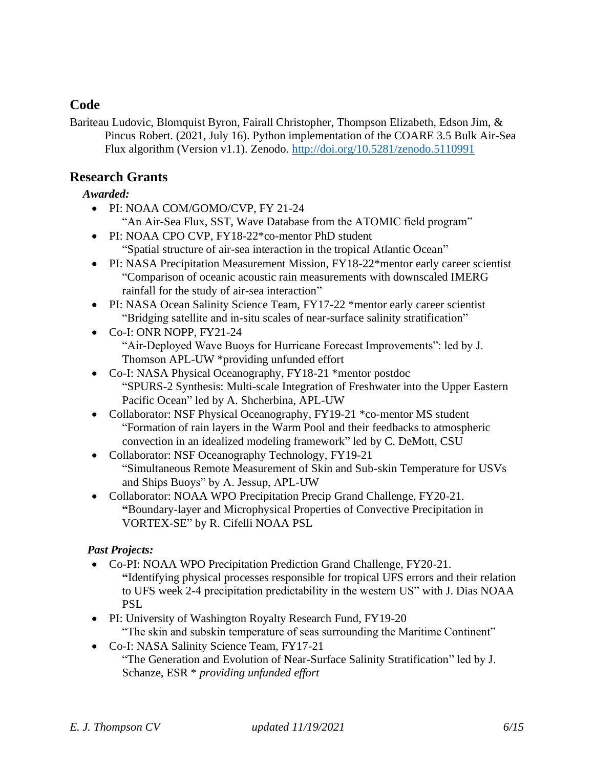## Code

Bariteau Ludovic, Blomquist Byron, Fairall Christopher, Thompson Elizabeth, Edson Jim, & Pincus Robert. (2021, July 16). Python implementation of the COARE 3.5 Bulk Air-Sea Flux algorithm (Version v1.1). Zenodo. [http://doi.org/10.5281/zenodo.5110991](http://doi.org/10.5281/zenodo.5110991)

## Research Grants

***Awarded:***

- PI: NOAA COM/GOMO/CVP, FY 21-24
  "An Air-Sea Flux, SST, Wave Database from the ATOMIC field program"
- PI: NOAA CPO CVP, FY18-22*co-mentor PhD student
  "Spatial structure of air-sea interaction in the tropical Atlantic Ocean"
- PI: NASA Precipitation Measurement Mission, FY18-22*mentor early career scientist
  "Comparison of oceanic acoustic rain measurements with downscaled IMERG rainfall for the study of air-sea interaction"
- PI: NASA Ocean Salinity Science Team, FY17-22 *mentor early career scientist
  "Bridging satellite and in-situ scales of near-surface salinity stratification"
- Co-I: ONR NOPP, FY21-24
  "Air-Deployed Wave Buoys for Hurricane Forecast Improvements": led by J. Thomson APL-UW *providing unfunded effort
- Co-I: NASA Physical Oceanography, FY18-21 *mentor postdoc
  "SPURS-2 Synthesis: Multi-scale Integration of Freshwater into the Upper Eastern Pacific Ocean" led by A. Shcherbina, APL-UW
- Collaborator: NSF Physical Oceanography, FY19-21 *co-mentor MS student
  "Formation of rain layers in the Warm Pool and their feedbacks to atmospheric convection in an idealized modeling framework" led by C. DeMott, CSU
- Collaborator: NSF Oceanography Technology, FY19-21
  "Simultaneous Remote Measurement of Skin and Sub-skin Temperature for USVs and Ships Buoys" by A. Jessup, APL-UW
- Collaborator: NOAA WPO Precipitation Precip Grand Challenge, FY20-21.
  **"**Boundary-layer and Microphysical Properties of Convective Precipitation in VORTEX-SE" by R. Cifelli NOAA PSL

***Past Projects:***

- Co-PI: NOAA WPO Precipitation Prediction Grand Challenge, FY20-21.
  **"**Identifying physical processes responsible for tropical UFS errors and their relation to UFS week 2-4 precipitation predictability in the western US" with J. Dias NOAA PSL
- PI: University of Washington Royalty Research Fund, FY19-20
  "The skin and subskin temperature of seas surrounding the Maritime Continent"
- Co-I: NASA Salinity Science Team, FY17-21
  "The Generation and Evolution of Near-Surface Salinity Stratification" led by J. Schanze, ESR * *providing unfunded effort*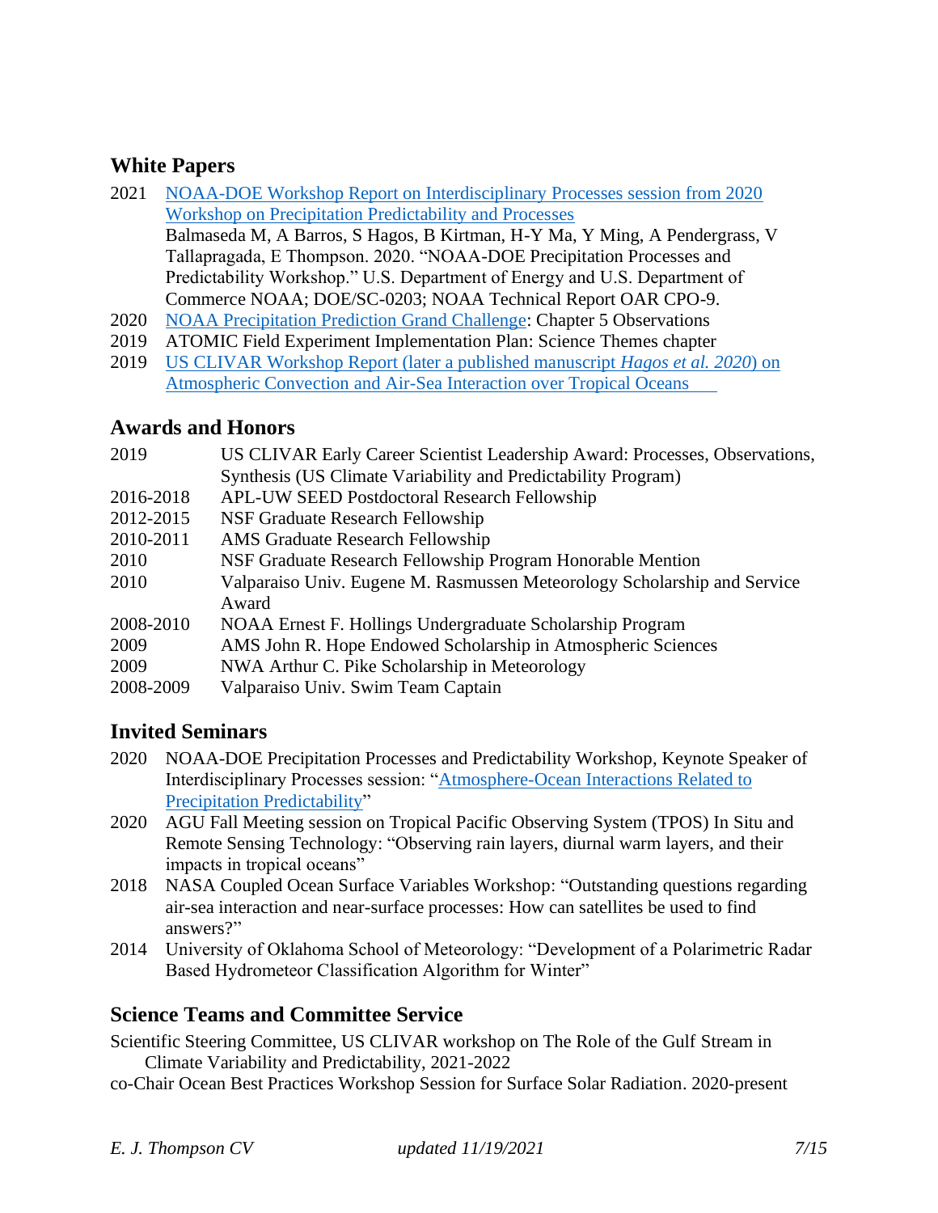## White Papers

- 2021 [NOAA-DOE Workshop Report on Interdisciplinary Processes session from 2020 Workshop on Precipitation Predictability and Processes]
  Balmaseda M, A Barros, S Hagos, B Kirtman, H-Y Ma, Y Ming, A Pendergrass, V Tallapragada, E Thompson. 2020. "NOAA-DOE Precipitation Processes and Predictability Workshop." U.S. Department of Energy and U.S. Department of Commerce NOAA; DOE/SC-0203; NOAA Technical Report OAR CPO-9.
- 2020 [NOAA Precipitation Prediction Grand Challenge]: Chapter 5 Observations
- 2019 ATOMIC Field Experiment Implementation Plan: Science Themes chapter
- 2019 [US CLIVAR Workshop Report (later a published manuscript *Hagos et al. 2020*) on Atmospheric Convection and Air-Sea Interaction over Tropical Oceans]

## Awards and Honors

| | |
|---|---|
| 2019 | US CLIVAR Early Career Scientist Leadership Award: Processes, Observations, Synthesis (US Climate Variability and Predictability Program) |
| 2016-2018 | APL-UW SEED Postdoctoral Research Fellowship |
| 2012-2015 | NSF Graduate Research Fellowship |
| 2010-2011 | AMS Graduate Research Fellowship |
| 2010 | NSF Graduate Research Fellowship Program Honorable Mention |
| 2010 | Valparaiso Univ. Eugene M. Rasmussen Meteorology Scholarship and Service Award |
| 2008-2010 | NOAA Ernest F. Hollings Undergraduate Scholarship Program |
| 2009 | AMS John R. Hope Endowed Scholarship in Atmospheric Sciences |
| 2009 | NWA Arthur C. Pike Scholarship in Meteorology |
| 2008-2009 | Valparaiso Univ. Swim Team Captain |

## Invited Seminars

- 2020 NOAA-DOE Precipitation Processes and Predictability Workshop, Keynote Speaker of Interdisciplinary Processes session: "[Atmosphere-Ocean Interactions Related to Precipitation Predictability]"
- 2020 AGU Fall Meeting session on Tropical Pacific Observing System (TPOS) In Situ and Remote Sensing Technology: "Observing rain layers, diurnal warm layers, and their impacts in tropical oceans"
- 2018 NASA Coupled Ocean Surface Variables Workshop: "Outstanding questions regarding air-sea interaction and near-surface processes: How can satellites be used to find answers?"
- 2014 University of Oklahoma School of Meteorology: "Development of a Polarimetric Radar Based Hydrometeor Classification Algorithm for Winter"

## Science Teams and Committee Service

Scientific Steering Committee, US CLIVAR workshop on The Role of the Gulf Stream in Climate Variability and Predictability, 2021-2022

co-Chair Ocean Best Practices Workshop Session for Surface Solar Radiation. 2020-present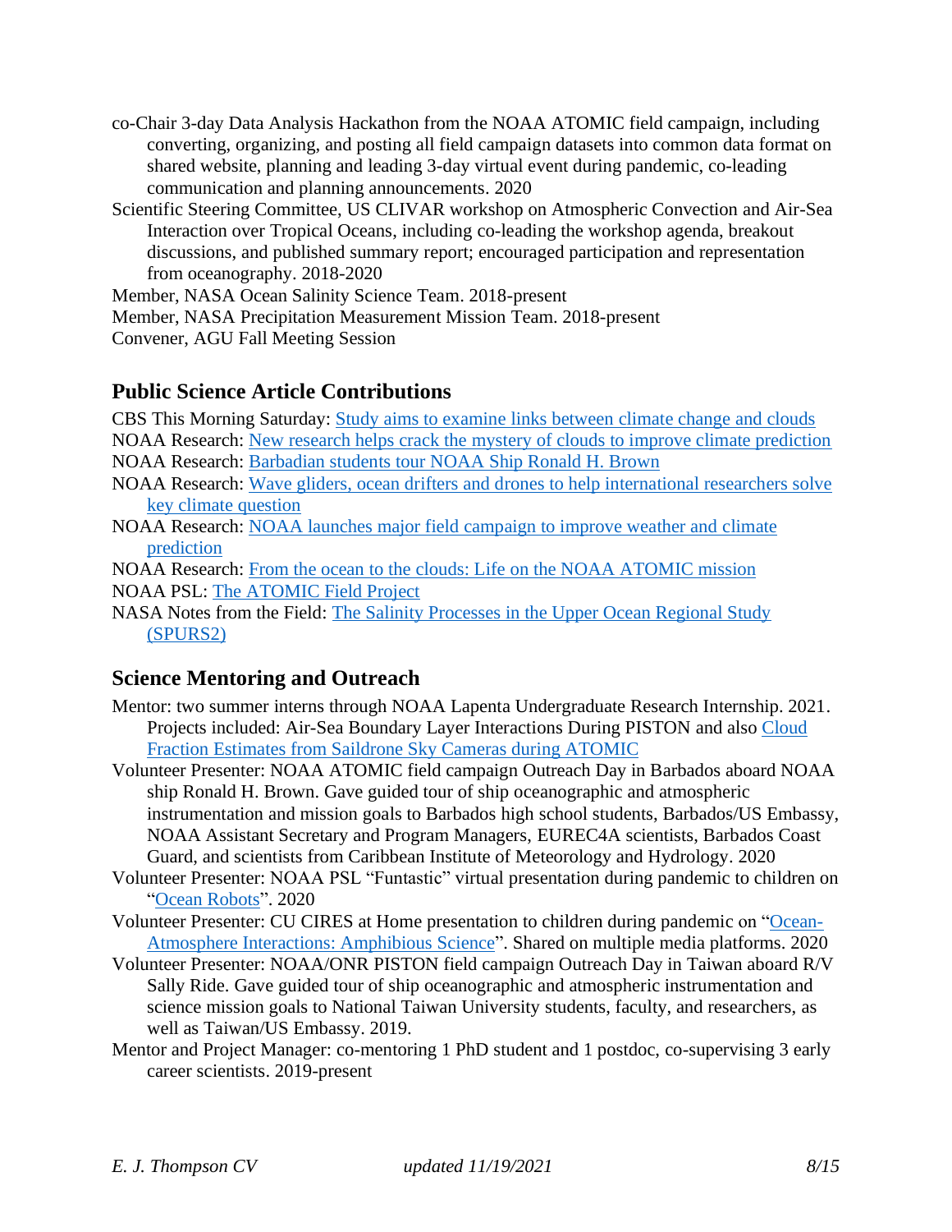co-Chair 3-day Data Analysis Hackathon from the NOAA ATOMIC field campaign, including converting, organizing, and posting all field campaign datasets into common data format on shared website, planning and leading 3-day virtual event during pandemic, co-leading communication and planning announcements. 2020

Scientific Steering Committee, US CLIVAR workshop on Atmospheric Convection and Air-Sea Interaction over Tropical Oceans, including co-leading the workshop agenda, breakout discussions, and published summary report; encouraged participation and representation from oceanography. 2018-2020

Member, NASA Ocean Salinity Science Team. 2018-present

Member, NASA Precipitation Measurement Mission Team. 2018-present

Convener, AGU Fall Meeting Session

## Public Science Article Contributions

CBS This Morning Saturday: Study aims to examine links between climate change and clouds

NOAA Research: New research helps crack the mystery of clouds to improve climate prediction

NOAA Research: Barbadian students tour NOAA Ship Ronald H. Brown

NOAA Research: Wave gliders, ocean drifters and drones to help international researchers solve key climate question

NOAA Research: NOAA launches major field campaign to improve weather and climate prediction

NOAA Research: From the ocean to the clouds: Life on the NOAA ATOMIC mission

NOAA PSL: The ATOMIC Field Project

NASA Notes from the Field: The Salinity Processes in the Upper Ocean Regional Study (SPURS2)

## Science Mentoring and Outreach

Mentor: two summer interns through NOAA Lapenta Undergraduate Research Internship. 2021. Projects included: Air-Sea Boundary Layer Interactions During PISTON and also Cloud Fraction Estimates from Saildrone Sky Cameras during ATOMIC

Volunteer Presenter: NOAA ATOMIC field campaign Outreach Day in Barbados aboard NOAA ship Ronald H. Brown. Gave guided tour of ship oceanographic and atmospheric instrumentation and mission goals to Barbados high school students, Barbados/US Embassy, NOAA Assistant Secretary and Program Managers, EUREC4A scientists, Barbados Coast Guard, and scientists from Caribbean Institute of Meteorology and Hydrology. 2020

Volunteer Presenter: NOAA PSL "Funtastic" virtual presentation during pandemic to children on "Ocean Robots". 2020

Volunteer Presenter: CU CIRES at Home presentation to children during pandemic on "Ocean-Atmosphere Interactions: Amphibious Science". Shared on multiple media platforms. 2020

Volunteer Presenter: NOAA/ONR PISTON field campaign Outreach Day in Taiwan aboard R/V Sally Ride. Gave guided tour of ship oceanographic and atmospheric instrumentation and science mission goals to National Taiwan University students, faculty, and researchers, as well as Taiwan/US Embassy. 2019.

Mentor and Project Manager: co-mentoring 1 PhD student and 1 postdoc, co-supervising 3 early career scientists. 2019-present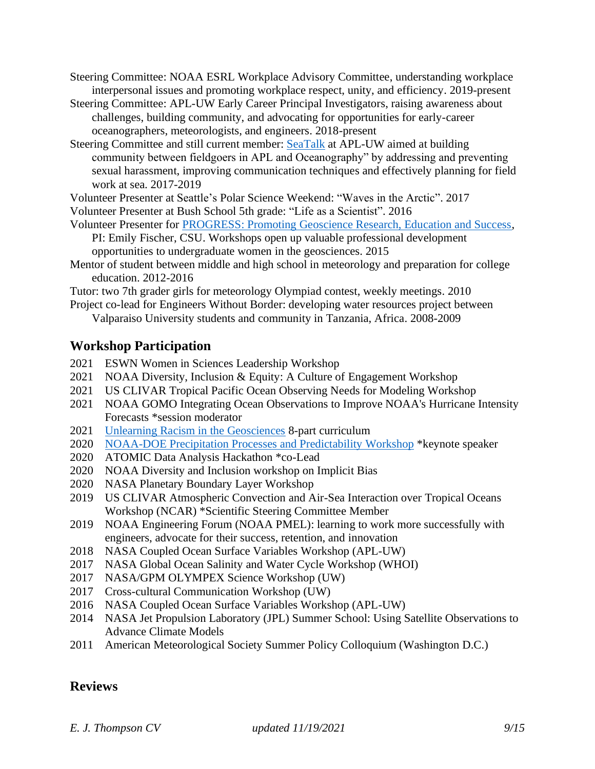Steering Committee: NOAA ESRL Workplace Advisory Committee, understanding workplace interpersonal issues and promoting workplace respect, unity, and efficiency. 2019-present

Steering Committee: APL-UW Early Career Principal Investigators, raising awareness about challenges, building community, and advocating for opportunities for early-career oceanographers, meteorologists, and engineers. 2018-present

Steering Committee and still current member: SeaTalk at APL-UW aimed at building community between fieldgoers in APL and Oceanography" by addressing and preventing sexual harassment, improving communication techniques and effectively planning for field work at sea. 2017-2019

Volunteer Presenter at Seattle's Polar Science Weekend: "Waves in the Arctic". 2017

Volunteer Presenter at Bush School 5th grade: "Life as a Scientist". 2016

Volunteer Presenter for PROGRESS: Promoting Geoscience Research, Education and Success, PI: Emily Fischer, CSU. Workshops open up valuable professional development opportunities to undergraduate women in the geosciences. 2015

Mentor of student between middle and high school in meteorology and preparation for college education. 2012-2016

Tutor: two 7th grader girls for meteorology Olympiad contest, weekly meetings. 2010

Project co-lead for Engineers Without Border: developing water resources project between Valparaiso University students and community in Tanzania, Africa. 2008-2009

## Workshop Participation

2021 ESWN Women in Sciences Leadership Workshop
2021 NOAA Diversity, Inclusion & Equity: A Culture of Engagement Workshop
2021 US CLIVAR Tropical Pacific Ocean Observing Needs for Modeling Workshop
2021 NOAA GOMO Integrating Ocean Observations to Improve NOAA's Hurricane Intensity Forecasts *session moderator
2021 Unlearning Racism in the Geosciences 8-part curriculum
2020 NOAA-DOE Precipitation Processes and Predictability Workshop *keynote speaker
2020 ATOMIC Data Analysis Hackathon *co-Lead
2020 NOAA Diversity and Inclusion workshop on Implicit Bias
2020 NASA Planetary Boundary Layer Workshop
2019 US CLIVAR Atmospheric Convection and Air-Sea Interaction over Tropical Oceans Workshop (NCAR) *Scientific Steering Committee Member
2019 NOAA Engineering Forum (NOAA PMEL): learning to work more successfully with engineers, advocate for their success, retention, and innovation
2018 NASA Coupled Ocean Surface Variables Workshop (APL-UW)
2017 NASA Global Ocean Salinity and Water Cycle Workshop (WHOI)
2017 NASA/GPM OLYMPEX Science Workshop (UW)
2017 Cross-cultural Communication Workshop (UW)
2016 NASA Coupled Ocean Surface Variables Workshop (APL-UW)
2014 NASA Jet Propulsion Laboratory (JPL) Summer School: Using Satellite Observations to Advance Climate Models
2011 American Meteorological Society Summer Policy Colloquium (Washington D.C.)

## Reviews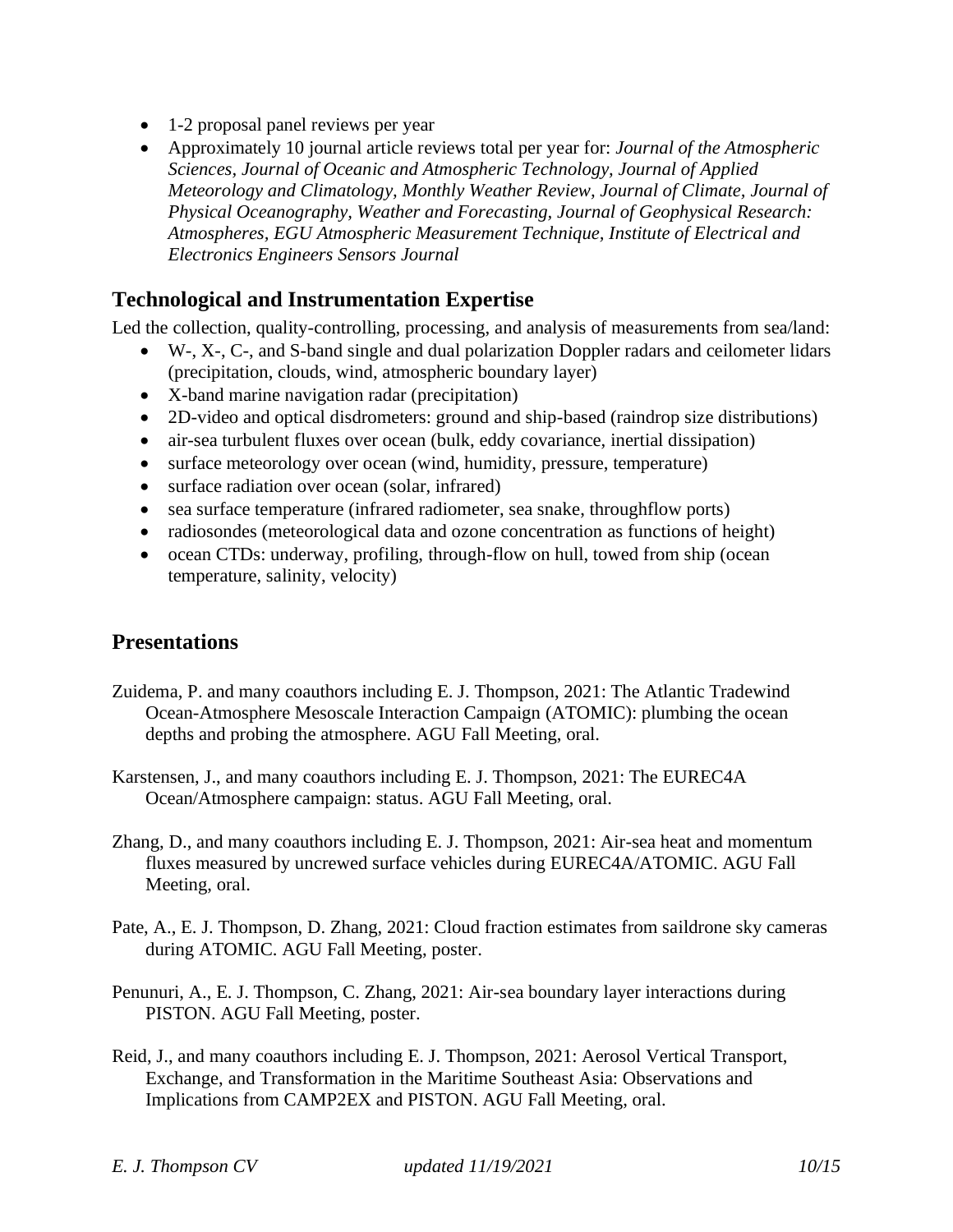- 1-2 proposal panel reviews per year
- Approximately 10 journal article reviews total per year for: *Journal of the Atmospheric Sciences, Journal of Oceanic and Atmospheric Technology, Journal of Applied Meteorology and Climatology, Monthly Weather Review, Journal of Climate, Journal of Physical Oceanography, Weather and Forecasting, Journal of Geophysical Research: Atmospheres, EGU Atmospheric Measurement Technique, Institute of Electrical and Electronics Engineers Sensors Journal*

## Technological and Instrumentation Expertise

Led the collection, quality-controlling, processing, and analysis of measurements from sea/land:

- W-, X-, C-, and S-band single and dual polarization Doppler radars and ceilometer lidars (precipitation, clouds, wind, atmospheric boundary layer)
- X-band marine navigation radar (precipitation)
- 2D-video and optical disdrometers: ground and ship-based (raindrop size distributions)
- air-sea turbulent fluxes over ocean (bulk, eddy covariance, inertial dissipation)
- surface meteorology over ocean (wind, humidity, pressure, temperature)
- surface radiation over ocean (solar, infrared)
- sea surface temperature (infrared radiometer, sea snake, throughflow ports)
- radiosondes (meteorological data and ozone concentration as functions of height)
- ocean CTDs: underway, profiling, through-flow on hull, towed from ship (ocean temperature, salinity, velocity)

## Presentations

Zuidema, P. and many coauthors including E. J. Thompson, 2021: The Atlantic Tradewind Ocean-Atmosphere Mesoscale Interaction Campaign (ATOMIC): plumbing the ocean depths and probing the atmosphere. AGU Fall Meeting, oral.

Karstensen, J., and many coauthors including E. J. Thompson, 2021: The EUREC4A Ocean/Atmosphere campaign: status. AGU Fall Meeting, oral.

Zhang, D., and many coauthors including E. J. Thompson, 2021: Air-sea heat and momentum fluxes measured by uncrewed surface vehicles during EUREC4A/ATOMIC. AGU Fall Meeting, oral.

Pate, A., E. J. Thompson, D. Zhang, 2021: Cloud fraction estimates from saildrone sky cameras during ATOMIC. AGU Fall Meeting, poster.

Penunuri, A., E. J. Thompson, C. Zhang, 2021: Air-sea boundary layer interactions during PISTON. AGU Fall Meeting, poster.

Reid, J., and many coauthors including E. J. Thompson, 2021: Aerosol Vertical Transport, Exchange, and Transformation in the Maritime Southeast Asia: Observations and Implications from CAMP2EX and PISTON. AGU Fall Meeting, oral.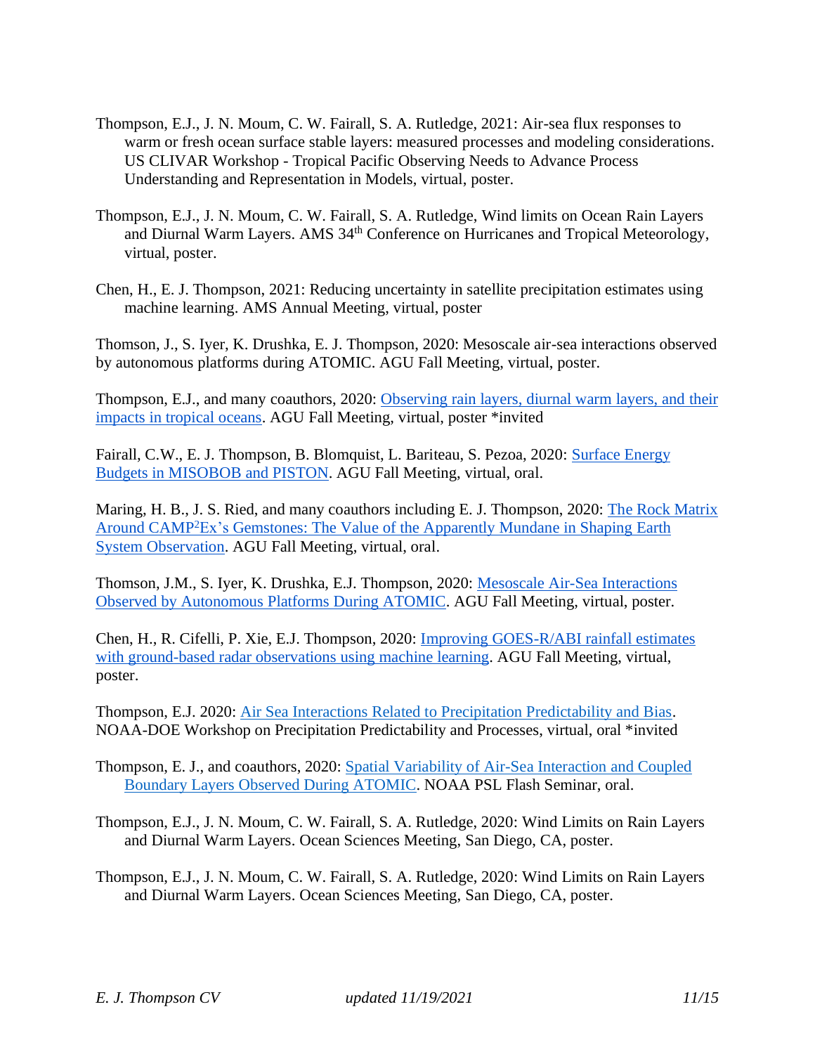Thompson, E.J., J. N. Moum, C. W. Fairall, S. A. Rutledge, 2021: Air-sea flux responses to warm or fresh ocean surface stable layers: measured processes and modeling considerations. US CLIVAR Workshop - Tropical Pacific Observing Needs to Advance Process Understanding and Representation in Models, virtual, poster.

Thompson, E.J., J. N. Moum, C. W. Fairall, S. A. Rutledge, Wind limits on Ocean Rain Layers and Diurnal Warm Layers. AMS 34th Conference on Hurricanes and Tropical Meteorology, virtual, poster.

Chen, H., E. J. Thompson, 2021: Reducing uncertainty in satellite precipitation estimates using machine learning. AMS Annual Meeting, virtual, poster

Thomson, J., S. Iyer, K. Drushka, E. J. Thompson, 2020: Mesoscale air-sea interactions observed by autonomous platforms during ATOMIC. AGU Fall Meeting, virtual, poster.

Thompson, E.J., and many coauthors, 2020: Observing rain layers, diurnal warm layers, and their impacts in tropical oceans. AGU Fall Meeting, virtual, poster *invited

Fairall, C.W., E. J. Thompson, B. Blomquist, L. Bariteau, S. Pezoa, 2020: Surface Energy Budgets in MISOBOB and PISTON. AGU Fall Meeting, virtual, oral.

Maring, H. B., J. S. Ried, and many coauthors including E. J. Thompson, 2020: The Rock Matrix Around CAMP²Ex's Gemstones: The Value of the Apparently Mundane in Shaping Earth System Observation. AGU Fall Meeting, virtual, oral.

Thomson, J.M., S. Iyer, K. Drushka, E.J. Thompson, 2020: Mesoscale Air-Sea Interactions Observed by Autonomous Platforms During ATOMIC. AGU Fall Meeting, virtual, poster.

Chen, H., R. Cifelli, P. Xie, E.J. Thompson, 2020: Improving GOES-R/ABI rainfall estimates with ground-based radar observations using machine learning. AGU Fall Meeting, virtual, poster.

Thompson, E.J. 2020: Air Sea Interactions Related to Precipitation Predictability and Bias. NOAA-DOE Workshop on Precipitation Predictability and Processes, virtual, oral *invited

Thompson, E. J., and coauthors, 2020: Spatial Variability of Air-Sea Interaction and Coupled Boundary Layers Observed During ATOMIC. NOAA PSL Flash Seminar, oral.

Thompson, E.J., J. N. Moum, C. W. Fairall, S. A. Rutledge, 2020: Wind Limits on Rain Layers and Diurnal Warm Layers. Ocean Sciences Meeting, San Diego, CA, poster.

Thompson, E.J., J. N. Moum, C. W. Fairall, S. A. Rutledge, 2020: Wind Limits on Rain Layers and Diurnal Warm Layers. Ocean Sciences Meeting, San Diego, CA, poster.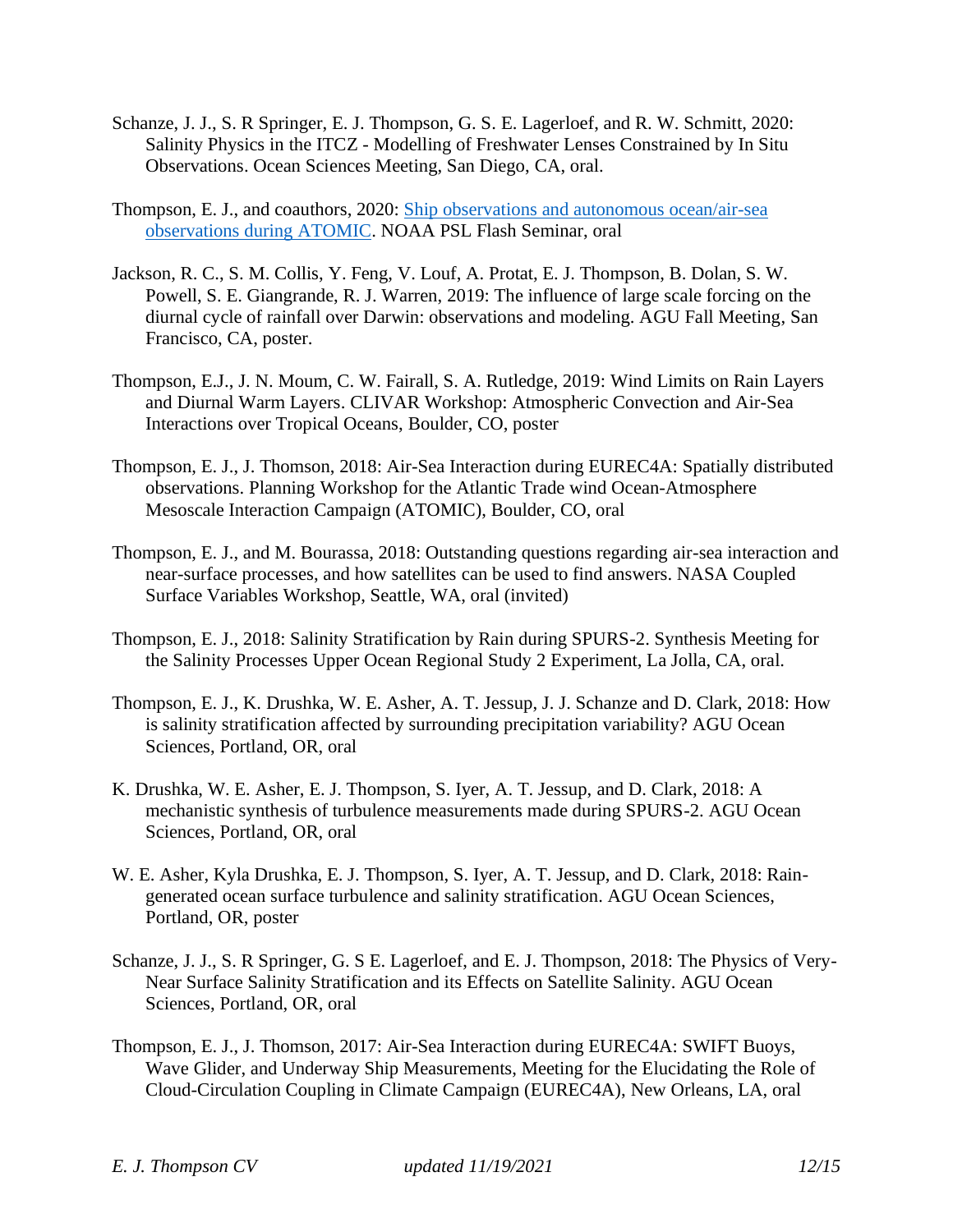Schanze, J. J., S. R Springer, E. J. Thompson, G. S. E. Lagerloef, and R. W. Schmitt, 2020: Salinity Physics in the ITCZ - Modelling of Freshwater Lenses Constrained by In Situ Observations. Ocean Sciences Meeting, San Diego, CA, oral.

Thompson, E. J., and coauthors, 2020: [Ship observations and autonomous ocean/air-sea observations during ATOMIC](). NOAA PSL Flash Seminar, oral

Jackson, R. C., S. M. Collis, Y. Feng, V. Louf, A. Protat, E. J. Thompson, B. Dolan, S. W. Powell, S. E. Giangrande, R. J. Warren, 2019: The influence of large scale forcing on the diurnal cycle of rainfall over Darwin: observations and modeling. AGU Fall Meeting, San Francisco, CA, poster.

Thompson, E.J., J. N. Moum, C. W. Fairall, S. A. Rutledge, 2019: Wind Limits on Rain Layers and Diurnal Warm Layers. CLIVAR Workshop: Atmospheric Convection and Air-Sea Interactions over Tropical Oceans, Boulder, CO, poster

Thompson, E. J., J. Thomson, 2018: Air-Sea Interaction during EUREC4A: Spatially distributed observations. Planning Workshop for the Atlantic Trade wind Ocean-Atmosphere Mesoscale Interaction Campaign (ATOMIC), Boulder, CO, oral

Thompson, E. J., and M. Bourassa, 2018: Outstanding questions regarding air-sea interaction and near-surface processes, and how satellites can be used to find answers. NASA Coupled Surface Variables Workshop, Seattle, WA, oral (invited)

Thompson, E. J., 2018: Salinity Stratification by Rain during SPURS-2. Synthesis Meeting for the Salinity Processes Upper Ocean Regional Study 2 Experiment, La Jolla, CA, oral.

Thompson, E. J., K. Drushka, W. E. Asher, A. T. Jessup, J. J. Schanze and D. Clark, 2018: How is salinity stratification affected by surrounding precipitation variability? AGU Ocean Sciences, Portland, OR, oral

K. Drushka, W. E. Asher, E. J. Thompson, S. Iyer, A. T. Jessup, and D. Clark, 2018: A mechanistic synthesis of turbulence measurements made during SPURS-2. AGU Ocean Sciences, Portland, OR, oral

W. E. Asher, Kyla Drushka, E. J. Thompson, S. Iyer, A. T. Jessup, and D. Clark, 2018: Rain-generated ocean surface turbulence and salinity stratification. AGU Ocean Sciences, Portland, OR, poster

Schanze, J. J., S. R Springer, G. S E. Lagerloef, and E. J. Thompson, 2018: The Physics of Very-Near Surface Salinity Stratification and its Effects on Satellite Salinity. AGU Ocean Sciences, Portland, OR, oral

Thompson, E. J., J. Thomson, 2017: Air-Sea Interaction during EUREC4A: SWIFT Buoys, Wave Glider, and Underway Ship Measurements, Meeting for the Elucidating the Role of Cloud-Circulation Coupling in Climate Campaign (EUREC4A), New Orleans, LA, oral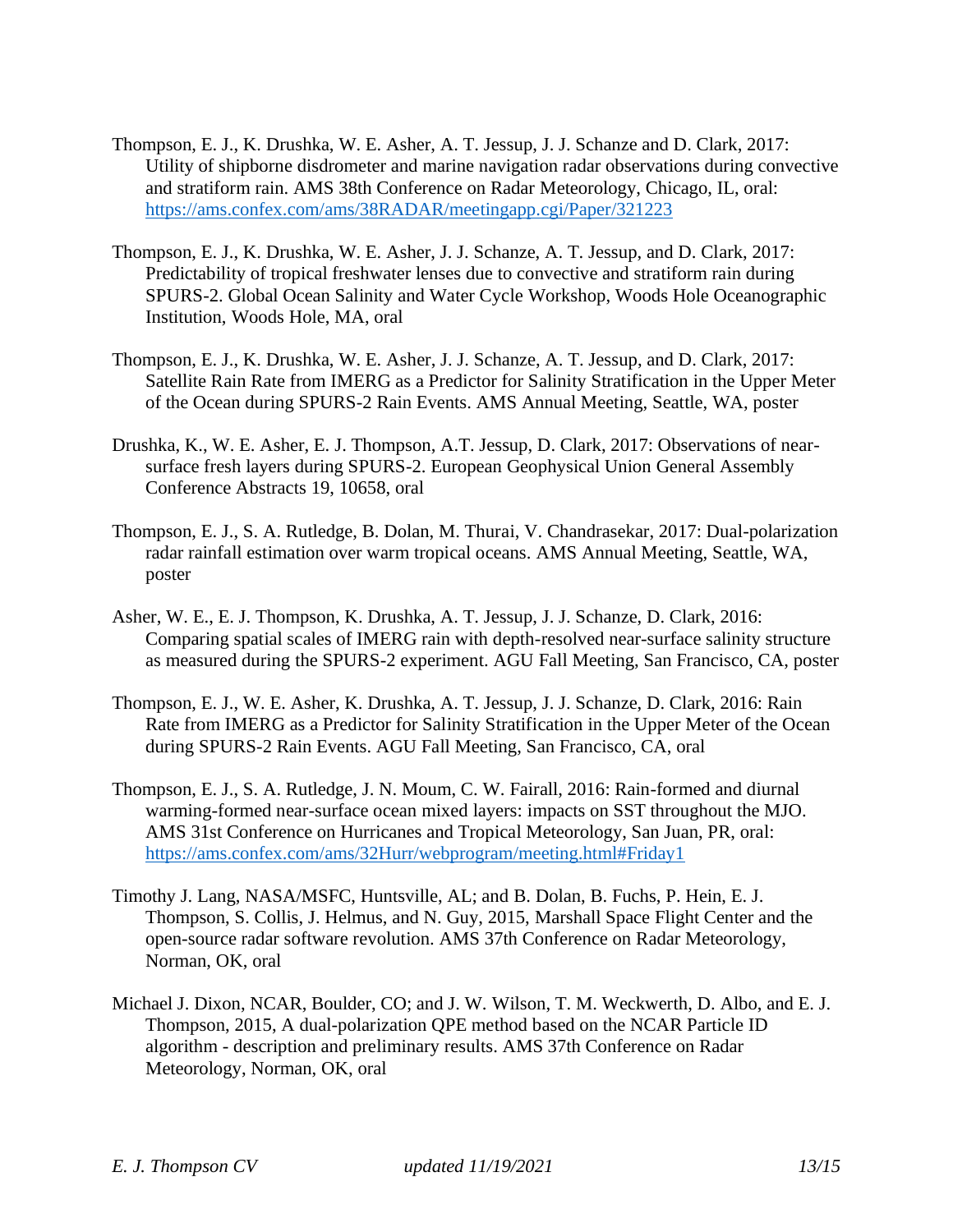Thompson, E. J., K. Drushka, W. E. Asher, A. T. Jessup, J. J. Schanze and D. Clark, 2017: Utility of shipborne disdrometer and marine navigation radar observations during convective and stratiform rain. AMS 38th Conference on Radar Meteorology, Chicago, IL, oral: https://ams.confex.com/ams/38RADAR/meetingapp.cgi/Paper/321223

Thompson, E. J., K. Drushka, W. E. Asher, J. J. Schanze, A. T. Jessup, and D. Clark, 2017: Predictability of tropical freshwater lenses due to convective and stratiform rain during SPURS-2. Global Ocean Salinity and Water Cycle Workshop, Woods Hole Oceanographic Institution, Woods Hole, MA, oral

Thompson, E. J., K. Drushka, W. E. Asher, J. J. Schanze, A. T. Jessup, and D. Clark, 2017: Satellite Rain Rate from IMERG as a Predictor for Salinity Stratification in the Upper Meter of the Ocean during SPURS-2 Rain Events. AMS Annual Meeting, Seattle, WA, poster

Drushka, K., W. E. Asher, E. J. Thompson, A.T. Jessup, D. Clark, 2017: Observations of near-surface fresh layers during SPURS-2. European Geophysical Union General Assembly Conference Abstracts 19, 10658, oral

Thompson, E. J., S. A. Rutledge, B. Dolan, M. Thurai, V. Chandrasekar, 2017: Dual-polarization radar rainfall estimation over warm tropical oceans. AMS Annual Meeting, Seattle, WA, poster

Asher, W. E., E. J. Thompson, K. Drushka, A. T. Jessup, J. J. Schanze, D. Clark, 2016: Comparing spatial scales of IMERG rain with depth-resolved near-surface salinity structure as measured during the SPURS-2 experiment. AGU Fall Meeting, San Francisco, CA, poster

Thompson, E. J., W. E. Asher, K. Drushka, A. T. Jessup, J. J. Schanze, D. Clark, 2016: Rain Rate from IMERG as a Predictor for Salinity Stratification in the Upper Meter of the Ocean during SPURS-2 Rain Events. AGU Fall Meeting, San Francisco, CA, oral

Thompson, E. J., S. A. Rutledge, J. N. Moum, C. W. Fairall, 2016: Rain-formed and diurnal warming-formed near-surface ocean mixed layers: impacts on SST throughout the MJO. AMS 31st Conference on Hurricanes and Tropical Meteorology, San Juan, PR, oral: https://ams.confex.com/ams/32Hurr/webprogram/meeting.html#Friday1

Timothy J. Lang, NASA/MSFC, Huntsville, AL; and B. Dolan, B. Fuchs, P. Hein, E. J. Thompson, S. Collis, J. Helmus, and N. Guy, 2015, Marshall Space Flight Center and the open-source radar software revolution. AMS 37th Conference on Radar Meteorology, Norman, OK, oral

Michael J. Dixon, NCAR, Boulder, CO; and J. W. Wilson, T. M. Weckwerth, D. Albo, and E. J. Thompson, 2015, A dual-polarization QPE method based on the NCAR Particle ID algorithm - description and preliminary results. AMS 37th Conference on Radar Meteorology, Norman, OK, oral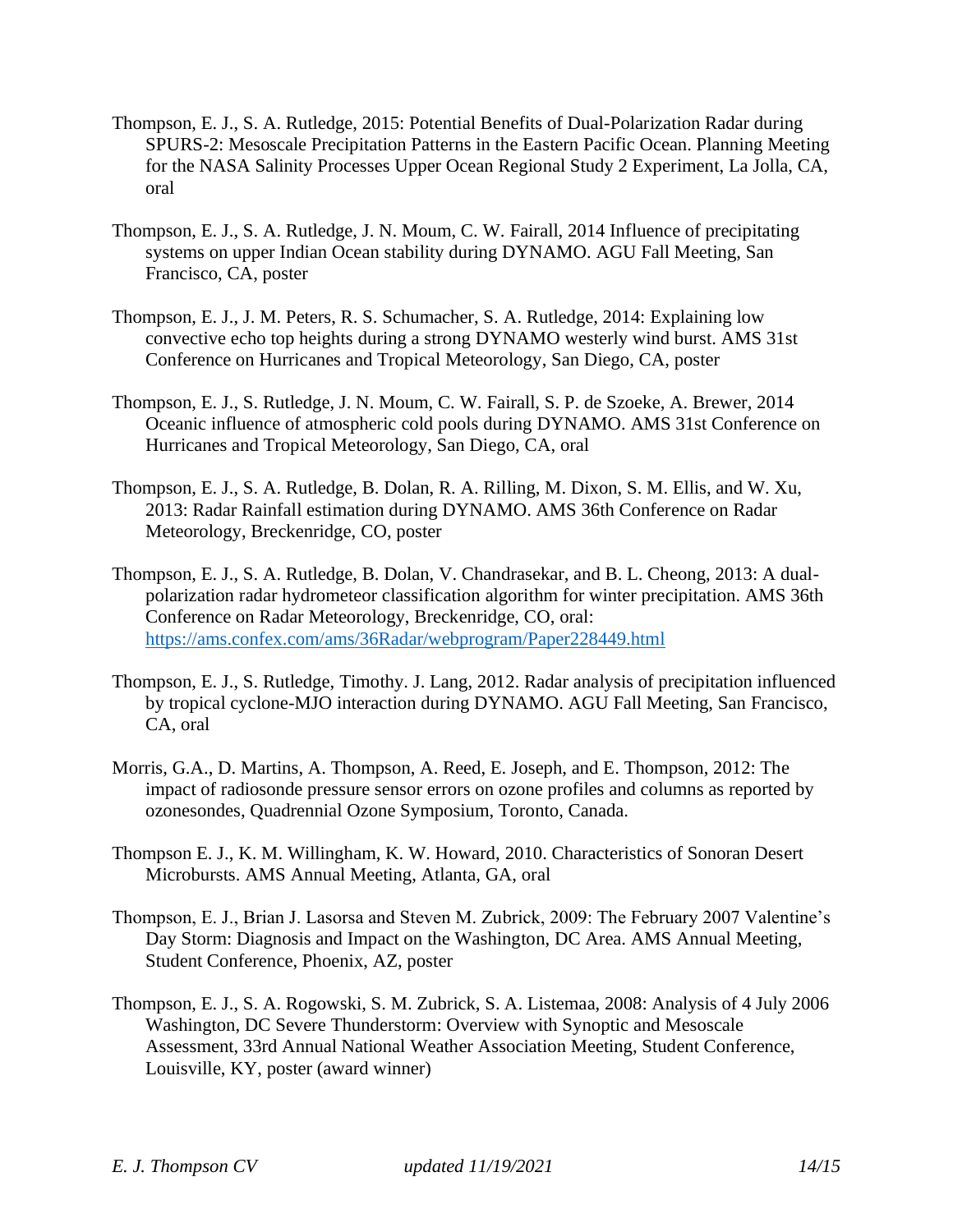Thompson, E. J., S. A. Rutledge, 2015: Potential Benefits of Dual-Polarization Radar during SPURS-2: Mesoscale Precipitation Patterns in the Eastern Pacific Ocean. Planning Meeting for the NASA Salinity Processes Upper Ocean Regional Study 2 Experiment, La Jolla, CA, oral

Thompson, E. J., S. A. Rutledge, J. N. Moum, C. W. Fairall, 2014 Influence of precipitating systems on upper Indian Ocean stability during DYNAMO. AGU Fall Meeting, San Francisco, CA, poster

Thompson, E. J., J. M. Peters, R. S. Schumacher, S. A. Rutledge, 2014: Explaining low convective echo top heights during a strong DYNAMO westerly wind burst. AMS 31st Conference on Hurricanes and Tropical Meteorology, San Diego, CA, poster

Thompson, E. J., S. Rutledge, J. N. Moum, C. W. Fairall, S. P. de Szoeke, A. Brewer, 2014 Oceanic influence of atmospheric cold pools during DYNAMO. AMS 31st Conference on Hurricanes and Tropical Meteorology, San Diego, CA, oral

Thompson, E. J., S. A. Rutledge, B. Dolan, R. A. Rilling, M. Dixon, S. M. Ellis, and W. Xu, 2013: Radar Rainfall estimation during DYNAMO. AMS 36th Conference on Radar Meteorology, Breckenridge, CO, poster

Thompson, E. J., S. A. Rutledge, B. Dolan, V. Chandrasekar, and B. L. Cheong, 2013: A dual-polarization radar hydrometeor classification algorithm for winter precipitation. AMS 36th Conference on Radar Meteorology, Breckenridge, CO, oral: https://ams.confex.com/ams/36Radar/webprogram/Paper228449.html

Thompson, E. J., S. Rutledge, Timothy. J. Lang, 2012. Radar analysis of precipitation influenced by tropical cyclone-MJO interaction during DYNAMO. AGU Fall Meeting, San Francisco, CA, oral

Morris, G.A., D. Martins, A. Thompson, A. Reed, E. Joseph, and E. Thompson, 2012: The impact of radiosonde pressure sensor errors on ozone profiles and columns as reported by ozonesondes, Quadrennial Ozone Symposium, Toronto, Canada.

Thompson E. J., K. M. Willingham, K. W. Howard, 2010. Characteristics of Sonoran Desert Microbursts. AMS Annual Meeting, Atlanta, GA, oral

Thompson, E. J., Brian J. Lasorsa and Steven M. Zubrick, 2009: The February 2007 Valentine's Day Storm: Diagnosis and Impact on the Washington, DC Area. AMS Annual Meeting, Student Conference, Phoenix, AZ, poster

Thompson, E. J., S. A. Rogowski, S. M. Zubrick, S. A. Listemaa, 2008: Analysis of 4 July 2006 Washington, DC Severe Thunderstorm: Overview with Synoptic and Mesoscale Assessment, 33rd Annual National Weather Association Meeting, Student Conference, Louisville, KY, poster (award winner)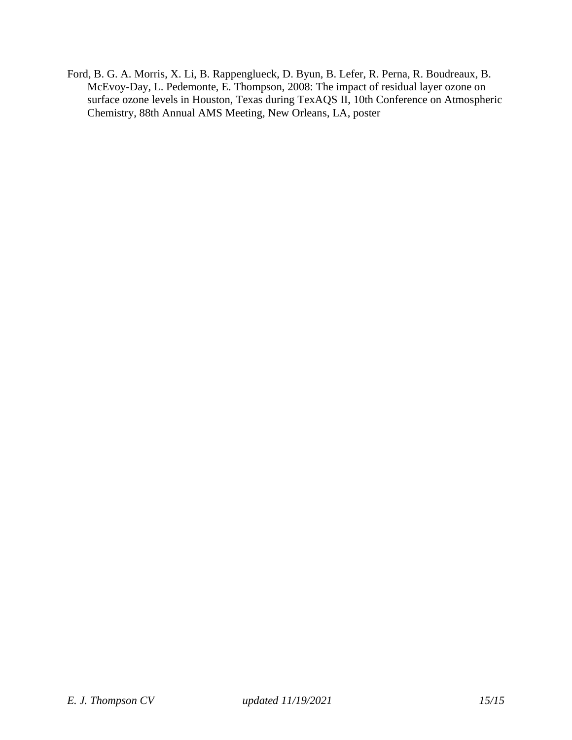Ford, B. G. A. Morris, X. Li, B. Rappenglueck, D. Byun, B. Lefer, R. Perna, R. Boudreaux, B. McEvoy-Day, L. Pedemonte, E. Thompson, 2008: The impact of residual layer ozone on surface ozone levels in Houston, Texas during TexAQS II, 10th Conference on Atmospheric Chemistry, 88th Annual AMS Meeting, New Orleans, LA, poster